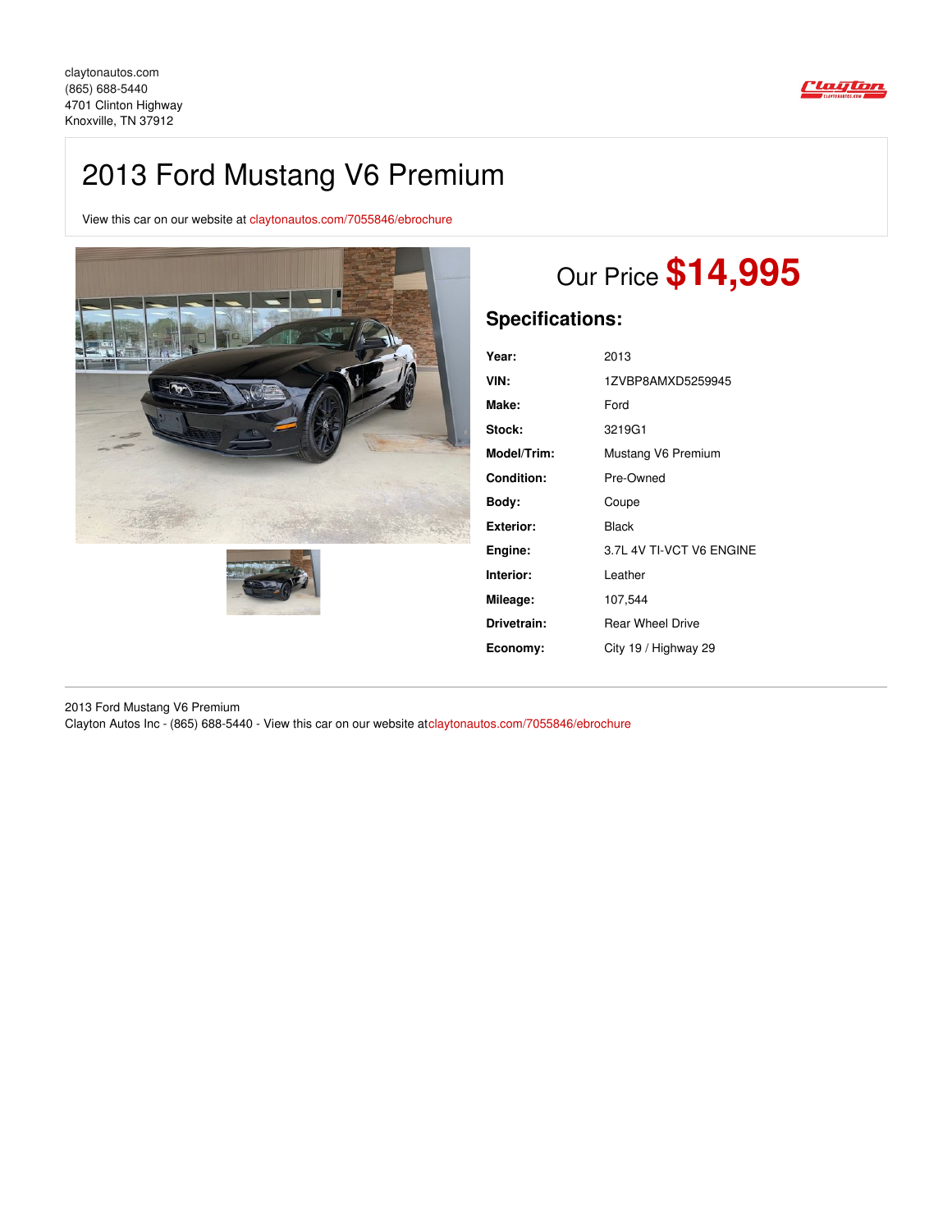claytonautos.com
(865) 688-5440
4701 Clinton Highway
Knoxville, TN 37912

# 2013 Ford Mustang V6 Premium

View this car on our website at claytonautos.com/7055846/ebrochure

## Our Price **$14,995**

### Specifications:

| | |
|---|---|
| **Year:** | 2013 |
| **VIN:** | 1ZVBP8AMXD5259945 |
| **Make:** | Ford |
| **Stock:** | 3219G1 |
| **Model/Trim:** | Mustang V6 Premium |
| **Condition:** | Pre-Owned |
| **Body:** | Coupe |
| **Exterior:** | Black |
| **Engine:** | 3.7L 4V TI-VCT V6 ENGINE |
| **Interior:** | Leather |
| **Mileage:** | 107,544 |
| **Drivetrain:** | Rear Wheel Drive |
| **Economy:** | City 19 / Highway 29 |

2013 Ford Mustang V6 Premium
Clayton Autos Inc - (865) 688-5440 - View this car on our website atclaytonautos.com/7055846/ebrochure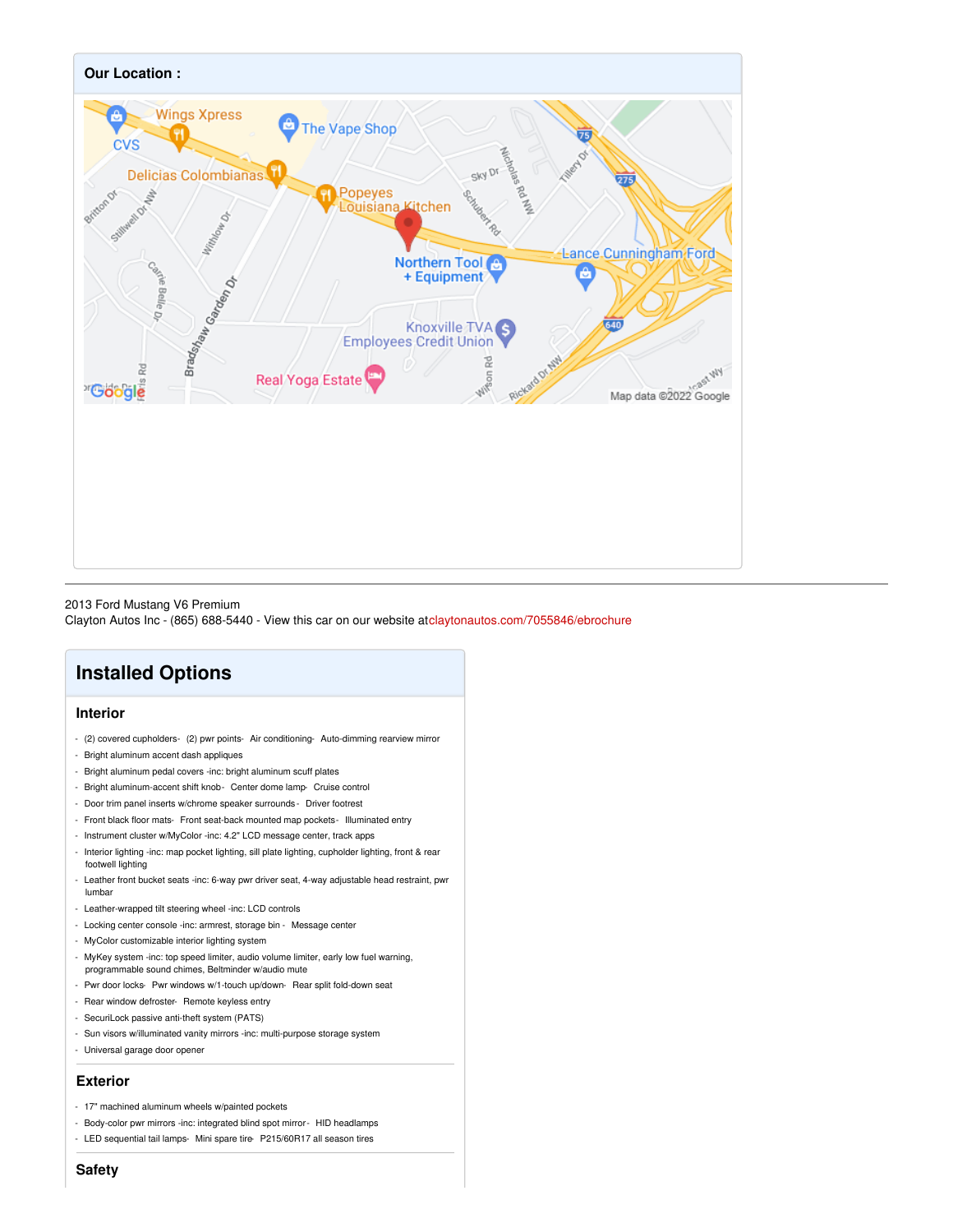## Our Location :

2013 Ford Mustang V6 Premium
Clayton Autos Inc - (865) 688-5440 - View this car on our website atclaytonautos.com/7055846/ebrochure

# Installed Options

## Interior

- (2) covered cupholders- (2) pwr points- Air conditioning- Auto-dimming rearview mirror
- Bright aluminum accent dash appliques
- Bright aluminum pedal covers -inc: bright aluminum scuff plates
- Bright aluminum-accent shift knob- Center dome lamp- Cruise control
- Door trim panel inserts w/chrome speaker surrounds - Driver footrest
- Front black floor mats- Front seat-back mounted map pockets- Illuminated entry
- Instrument cluster w/MyColor -inc: 4.2" LCD message center, track apps
- Interior lighting -inc: map pocket lighting, sill plate lighting, cupholder lighting, front & rear footwell lighting
- Leather front bucket seats -inc: 6-way pwr driver seat, 4-way adjustable head restraint, pwr lumbar
- Leather-wrapped tilt steering wheel -inc: LCD controls
- Locking center console -inc: armrest, storage bin - Message center
- MyColor customizable interior lighting system
- MyKey system -inc: top speed limiter, audio volume limiter, early low fuel warning, programmable sound chimes, Beltminder w/audio mute
- Pwr door locks- Pwr windows w/1-touch up/down- Rear split fold-down seat
- Rear window defroster- Remote keyless entry
- SecuriLock passive anti-theft system (PATS)
- Sun visors w/illuminated vanity mirrors -inc: multi-purpose storage system
- Universal garage door opener

## Exterior

- 17" machined aluminum wheels w/painted pockets
- Body-color pwr mirrors -inc: integrated blind spot mirror - HID headlamps
- LED sequential tail lamps- Mini spare tire- P215/60R17 all season tires

## Safety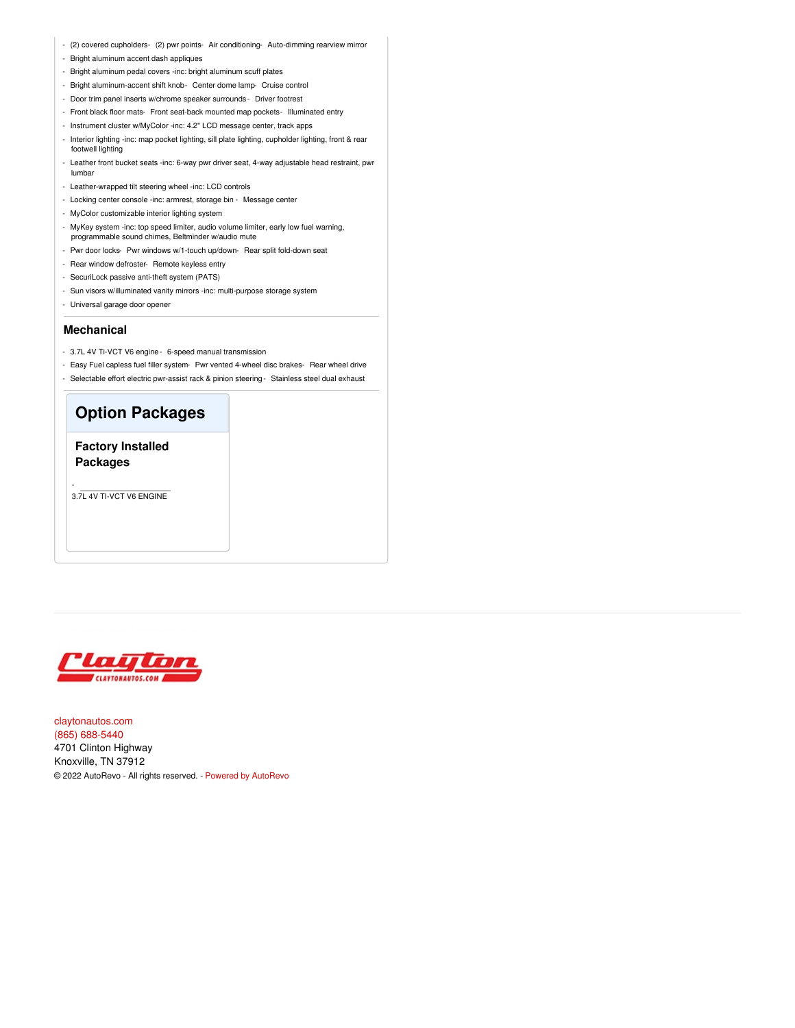- (2) covered cupholders- (2) pwr points- Air conditioning- Auto-dimming rearview mirror
- Bright aluminum accent dash appliques
- Bright aluminum pedal covers -inc: bright aluminum scuff plates
- Bright aluminum-accent shift knob- Center dome lamp- Cruise control
- Door trim panel inserts w/chrome speaker surrounds- Driver footrest
- Front black floor mats- Front seat-back mounted map pockets- Illuminated entry
- Instrument cluster w/MyColor -inc: 4.2" LCD message center, track apps
- Interior lighting -inc: map pocket lighting, sill plate lighting, cupholder lighting, front & rear footwell lighting
- Leather front bucket seats -inc: 6-way pwr driver seat, 4-way adjustable head restraint, pwr lumbar
- Leather-wrapped tilt steering wheel -inc: LCD controls
- Locking center console -inc: armrest, storage bin- Message center
- MyColor customizable interior lighting system
- MyKey system -inc: top speed limiter, audio volume limiter, early low fuel warning, programmable sound chimes, Beltminder w/audio mute
- Pwr door locks- Pwr windows w/1-touch up/down- Rear split fold-down seat
- Rear window defroster- Remote keyless entry
- SecuriLock passive anti-theft system (PATS)
- Sun visors w/illuminated vanity mirrors -inc: multi-purpose storage system
- Universal garage door opener

## Mechanical

- 3.7L 4V Ti-VCT V6 engine- 6-speed manual transmission
- Easy Fuel capless fuel filler system- Pwr vented 4-wheel disc brakes- Rear wheel drive
- Selectable effort electric pwr-assist rack & pinion steering- Stainless steel dual exhaust

## Option Packages

### Factory Installed Packages

- 3.7L 4V TI-VCT V6 ENGINE

Clayton
CLAYTONAUTOS.COM

claytonautos.com
(865) 688-5440
4701 Clinton Highway
Knoxville, TN 37912
© 2022 AutoRevo - All rights reserved. - Powered by AutoRevo